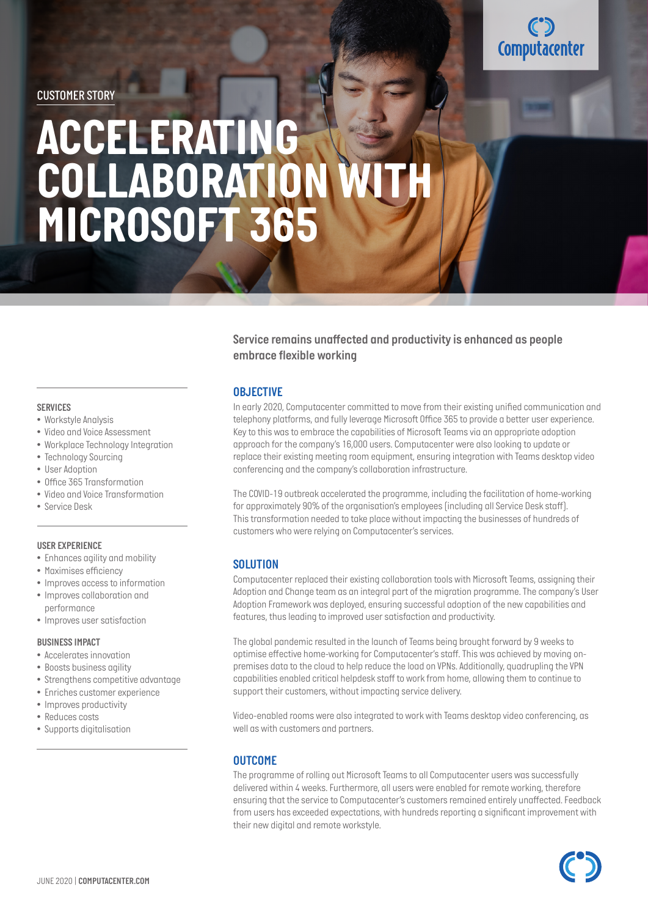CUSTOMER STORY

# ACCELERATING COLLABORATION WITH MICROSOFT 365

**Service remains unaffected and productivity is enhanced as people embrace flexible working**

## OBJECTIVE

In early 2020, Computacenter committed to move from their existing unified communication and telephony platforms, and fully leverage Microsoft Office 365 to provide a better user experience. Key to this was to embrace the capabilities of Microsoft Teams via an appropriate adoption approach for the company's 16,000 users. Computacenter were also looking to update or replace their existing meeting room equipment, ensuring integration with Teams desktop video conferencing and the company's collaboration infrastructure.

The COVID-19 outbreak accelerated the programme, including the facilitation of home-working for approximately 90% of the organisation's employees (including all Service Desk staff). This transformation needed to take place without impacting the businesses of hundreds of customers who were relying on Computacenter's services.

## SOLUTION

Computacenter replaced their existing collaboration tools with Microsoft Teams, assigning their Adoption and Change team as an integral part of the migration programme. The company's User Adoption Framework was deployed, ensuring successful adoption of the new capabilities and features, thus leading to improved user satisfaction and productivity.

The global pandemic resulted in the launch of Teams being brought forward by 9 weeks to optimise effective home-working for Computacenter's staff. This was achieved by moving on-premises data to the cloud to help reduce the load on VPNs. Additionally, quadrupling the VPN capabilities enabled critical helpdesk staff to work from home, allowing them to continue to support their customers, without impacting service delivery.

Video-enabled rooms were also integrated to work with Teams desktop video conferencing, as well as with customers and partners.

## OUTCOME

The programme of rolling out Microsoft Teams to all Computacenter users was successfully delivered within 4 weeks. Furthermore, all users were enabled for remote working, therefore ensuring that the service to Computacenter's customers remained entirely unaffected. Feedback from users has exceeded expectations, with hundreds reporting a significant improvement with their new digital and remote workstyle.

### SERVICES

- Workstyle Analysis
- Video and Voice Assessment
- Workplace Technology Integration
- Technology Sourcing
- User Adoption
- Office 365 Transformation
- Video and Voice Transformation
- Service Desk

### USER EXPERIENCE

- Enhances agility and mobility
- Maximises efficiency
- Improves access to information
- Improves collaboration and performance
- Improves user satisfaction

### BUSINESS IMPACT

- Accelerates innovation
- Boosts business agility
- Strengthens competitive advantage
- Enriches customer experience
- Improves productivity
- Reduces costs
- Supports digitalisation

JUNE 2020 | **COMPUTACENTER.COM**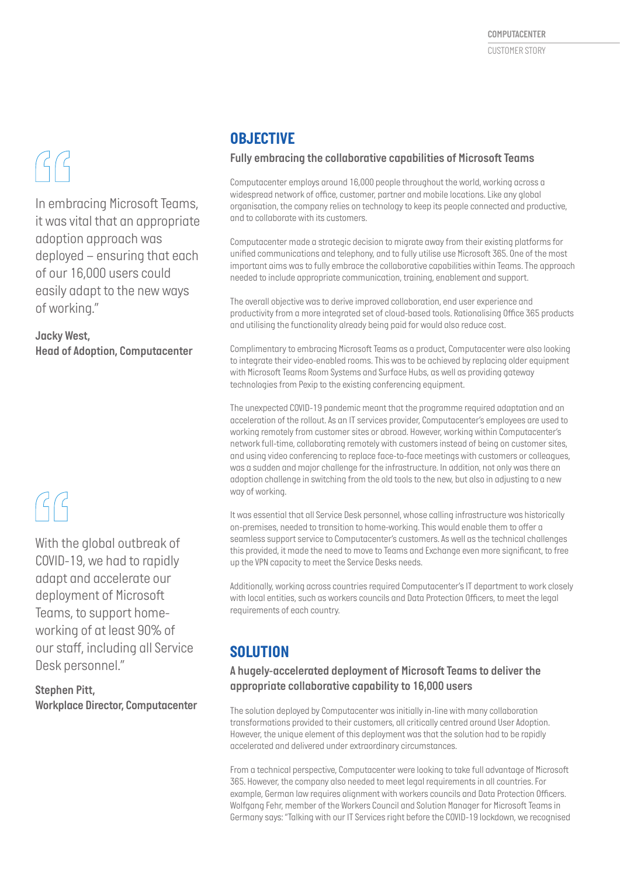> In embracing Microsoft Teams, it was vital that an appropriate adoption approach was deployed – ensuring that each of our 16,000 users could easily adapt to the new ways of working."
>
> **Jacky West, Head of Adoption, Computacenter**

## OBJECTIVE

### Fully embracing the collaborative capabilities of Microsoft Teams

Computacenter employs around 16,000 people throughout the world, working across a widespread network of office, customer, partner and mobile locations. Like any global organisation, the company relies on technology to keep its people connected and productive, and to collaborate with its customers.

Computacenter made a strategic decision to migrate away from their existing platforms for unified communications and telephony, and to fully utilise use Microsoft 365. One of the most important aims was to fully embrace the collaborative capabilities within Teams. The approach needed to include appropriate communication, training, enablement and support.

The overall objective was to derive improved collaboration, end user experience and productivity from a more integrated set of cloud-based tools. Rationalising Office 365 products and utilising the functionality already being paid for would also reduce cost.

Complimentary to embracing Microsoft Teams as a product, Computacenter were also looking to integrate their video-enabled rooms. This was to be achieved by replacing older equipment with Microsoft Teams Room Systems and Surface Hubs, as well as providing gateway technologies from Pexip to the existing conferencing equipment.

The unexpected COVID-19 pandemic meant that the programme required adaptation and an acceleration of the rollout. As an IT services provider, Computacenter's employees are used to working remotely from customer sites or abroad. However, working within Computacenter's network full-time, collaborating remotely with customers instead of being on customer sites, and using video conferencing to replace face-to-face meetings with customers or colleagues, was a sudden and major challenge for the infrastructure. In addition, not only was there an adoption challenge in switching from the old tools to the new, but also in adjusting to a new way of working.

> With the global outbreak of COVID-19, we had to rapidly adapt and accelerate our deployment of Microsoft Teams, to support home-working of at least 90% of our staff, including all Service Desk personnel."
>
> **Stephen Pitt, Workplace Director, Computacenter**

It was essential that all Service Desk personnel, whose calling infrastructure was historically on-premises, needed to transition to home-working. This would enable them to offer a seamless support service to Computacenter's customers. As well as the technical challenges this provided, it made the need to move to Teams and Exchange even more significant, to free up the VPN capacity to meet the Service Desks needs.

Additionally, working across countries required Computacenter's IT department to work closely with local entities, such as workers councils and Data Protection Officers, to meet the legal requirements of each country.

## SOLUTION

### A hugely-accelerated deployment of Microsoft Teams to deliver the appropriate collaborative capability to 16,000 users

The solution deployed by Computacenter was initially in-line with many collaboration transformations provided to their customers, all critically centred around User Adoption. However, the unique element of this deployment was that the solution had to be rapidly accelerated and delivered under extraordinary circumstances.

From a technical perspective, Computacenter were looking to take full advantage of Microsoft 365. However, the company also needed to meet legal requirements in all countries. For example, German law requires alignment with workers councils and Data Protection Officers. Wolfgang Fehr, member of the Workers Council and Solution Manager for Microsoft Teams in Germany says: "Talking with our IT Services right before the COVID-19 lockdown, we recognised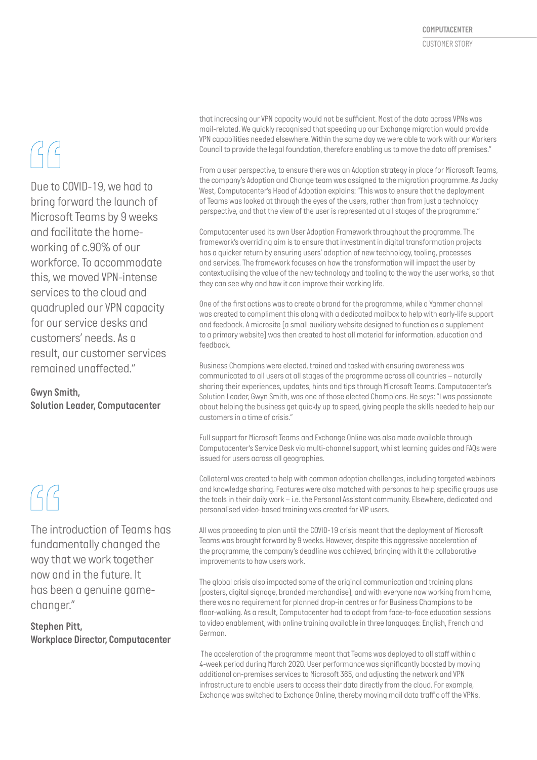> Due to COVID-19, we had to bring forward the launch of Microsoft Teams by 9 weeks and facilitate the home-working of c.90% of our workforce. To accommodate this, we moved VPN-intense services to the cloud and quadrupled our VPN capacity for our service desks and customers' needs. As a result, our customer services remained unaffected."

**Gwyn Smith,
Solution Leader, Computacenter**

> The introduction of Teams has fundamentally changed the way that we work together now and in the future. It has been a genuine game-changer."

**Stephen Pitt,
Workplace Director, Computacenter**

that increasing our VPN capacity would not be sufficient. Most of the data across VPNs was mail-related. We quickly recognised that speeding up our Exchange migration would provide VPN capabilities needed elsewhere. Within the same day we were able to work with our Workers Council to provide the legal foundation, therefore enabling us to move the data off premises."

From a user perspective, to ensure there was an Adoption strategy in place for Microsoft Teams, the company's Adoption and Change team was assigned to the migration programme. As Jacky West, Computacenter's Head of Adoption explains: "This was to ensure that the deployment of Teams was looked at through the eyes of the users, rather than from just a technology perspective, and that the view of the user is represented at all stages of the programme."

Computacenter used its own User Adoption Framework throughout the programme. The framework's overriding aim is to ensure that investment in digital transformation projects has a quicker return by ensuring users' adoption of new technology, tooling, processes and services. The framework focuses on how the transformation will impact the user by contextualising the value of the new technology and tooling to the way the user works, so that they can see why and how it can improve their working life.

One of the first actions was to create a brand for the programme, while a Yammer channel was created to compliment this along with a dedicated mailbox to help with early-life support and feedback. A microsite (a small auxiliary website designed to function as a supplement to a primary website) was then created to host all material for information, education and feedback.

Business Champions were elected, trained and tasked with ensuring awareness was communicated to all users at all stages of the programme across all countries – naturally sharing their experiences, updates, hints and tips through Microsoft Teams. Computacenter's Solution Leader, Gwyn Smith, was one of those elected Champions. He says: "I was passionate about helping the business get quickly up to speed, giving people the skills needed to help our customers in a time of crisis."

Full support for Microsoft Teams and Exchange Online was also made available through Computacenter's Service Desk via multi-channel support, whilst learning guides and FAQs were issued for users across all geographies.

Collateral was created to help with common adoption challenges, including targeted webinars and knowledge sharing. Features were also matched with personas to help specific groups use the tools in their daily work – i.e. the Personal Assistant community. Elsewhere, dedicated and personalised video-based training was created for VIP users.

All was proceeding to plan until the COVID-19 crisis meant that the deployment of Microsoft Teams was brought forward by 9 weeks. However, despite this aggressive acceleration of the programme, the company's deadline was achieved, bringing with it the collaborative improvements to how users work.

The global crisis also impacted some of the original communication and training plans (posters, digital signage, branded merchandise), and with everyone now working from home, there was no requirement for planned drop-in centres or for Business Champions to be floor-walking. As a result, Computacenter had to adapt from face-to-face education sessions to video enablement, with online training available in three languages: English, French and German.

The acceleration of the programme meant that Teams was deployed to all staff within a 4-week period during March 2020. User performance was significantly boosted by moving additional on-premises services to Microsoft 365, and adjusting the network and VPN infrastructure to enable users to access their data directly from the cloud. For example, Exchange was switched to Exchange Online, thereby moving mail data traffic off the VPNs.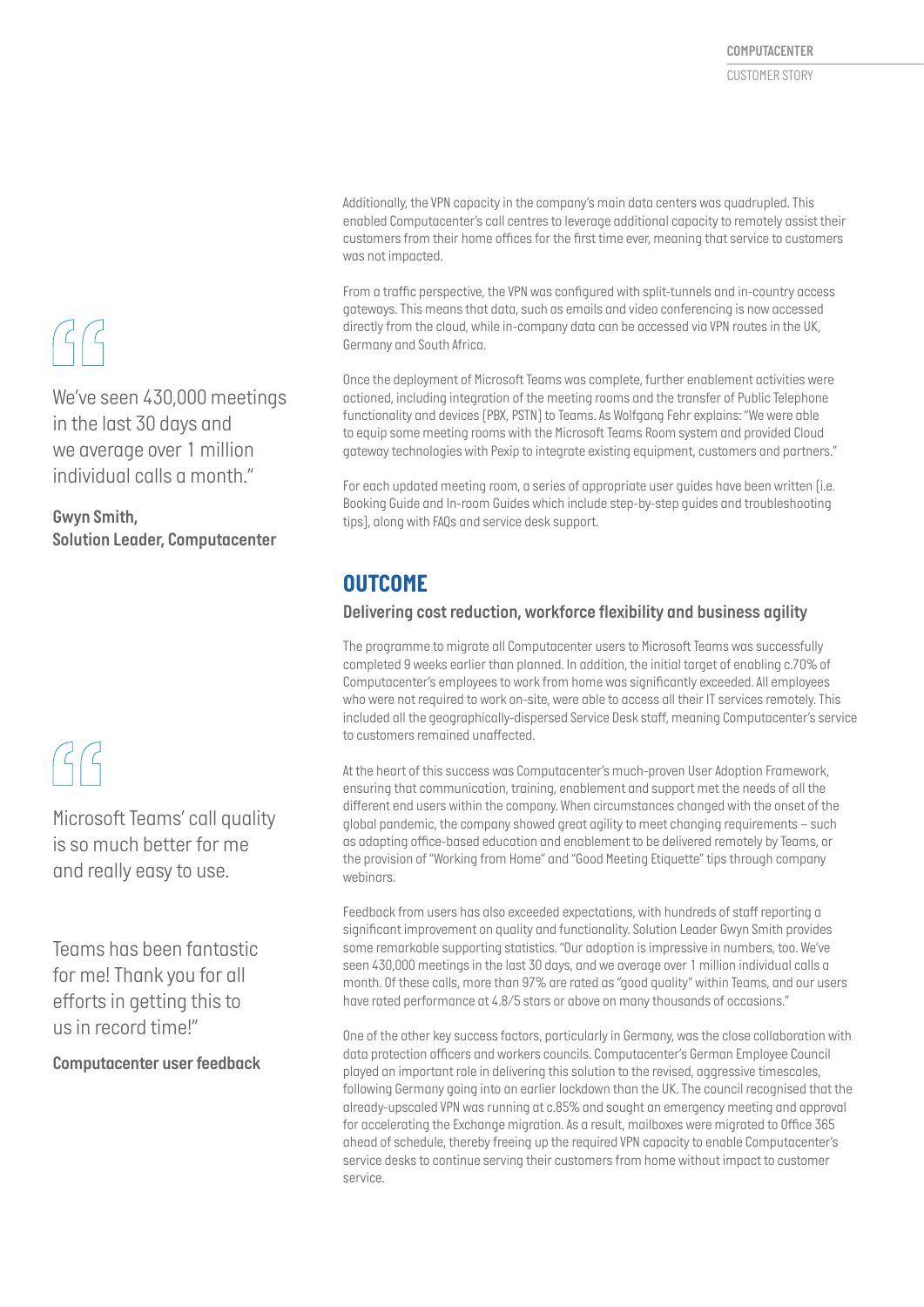Additionally, the VPN capacity in the company's main data centers was quadrupled. This enabled Computacenter's call centres to leverage additional capacity to remotely assist their customers from their home offices for the first time ever, meaning that service to customers was not impacted.

From a traffic perspective, the VPN was configured with split-tunnels and in-country access gateways. This means that data, such as emails and video conferencing is now accessed directly from the cloud, while in-company data can be accessed via VPN routes in the UK, Germany and South Africa.

Once the deployment of Microsoft Teams was complete, further enablement activities were actioned, including integration of the meeting rooms and the transfer of Public Telephone functionality and devices (PBX, PSTN) to Teams. As Wolfgang Fehr explains: "We were able to equip some meeting rooms with the Microsoft Teams Room system and provided Cloud gateway technologies with Pexip to integrate existing equipment, customers and partners."

For each updated meeting room, a series of appropriate user guides have been written (i.e. Booking Guide and In-room Guides which include step-by-step guides and troubleshooting tips), along with FAQs and service desk support.

> We've seen 430,000 meetings in the last 30 days and we average over 1 million individual calls a month."
>
> **Gwyn Smith, Solution Leader, Computacenter**

## OUTCOME

### Delivering cost reduction, workforce flexibility and business agility

The programme to migrate all Computacenter users to Microsoft Teams was successfully completed 9 weeks earlier than planned. In addition, the initial target of enabling c.70% of Computacenter's employees to work from home was significantly exceeded. All employees who were not required to work on-site, were able to access all their IT services remotely. This included all the geographically-dispersed Service Desk staff, meaning Computacenter's service to customers remained unaffected.

At the heart of this success was Computacenter's much-proven User Adoption Framework, ensuring that communication, training, enablement and support met the needs of all the different end users within the company. When circumstances changed with the onset of the global pandemic, the company showed great agility to meet changing requirements – such as adapting office-based education and enablement to be delivered remotely by Teams, or the provision of "Working from Home" and "Good Meeting Etiquette" tips through company webinars.

Feedback from users has also exceeded expectations, with hundreds of staff reporting a significant improvement on quality and functionality. Solution Leader Gwyn Smith provides some remarkable supporting statistics. "Our adoption is impressive in numbers, too. We've seen 430,000 meetings in the last 30 days, and we average over 1 million individual calls a month. Of these calls, more than 97% are rated as "good quality" within Teams, and our users have rated performance at 4.8/5 stars or above on many thousands of occasions."

> Microsoft Teams' call quality is so much better for me and really easy to use.
>
> Teams has been fantastic for me! Thank you for all efforts in getting this to us in record time!"
>
> **Computacenter user feedback**

One of the other key success factors, particularly in Germany, was the close collaboration with data protection officers and workers councils. Computacenter's German Employee Council played an important role in delivering this solution to the revised, aggressive timescales, following Germany going into an earlier lockdown than the UK. The council recognised that the already-upscaled VPN was running at c.85% and sought an emergency meeting and approval for accelerating the Exchange migration. As a result, mailboxes were migrated to Office 365 ahead of schedule, thereby freeing up the required VPN capacity to enable Computacenter's service desks to continue serving their customers from home without impact to customer service.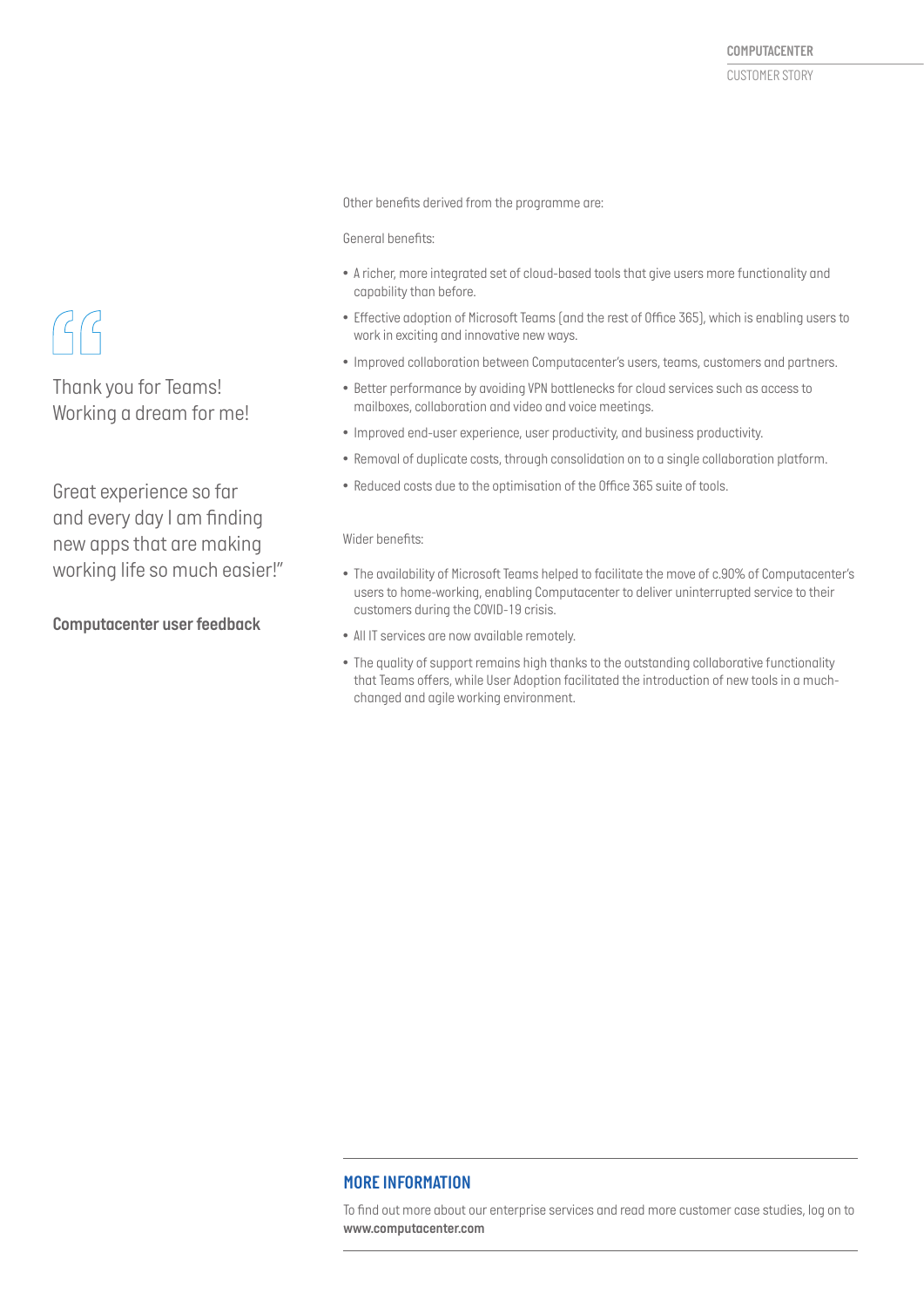> Thank you for Teams! Working a dream for me!
>
> Great experience so far and every day I am finding new apps that are making working life so much easier!"
>
> **Computacenter user feedback**

Other benefits derived from the programme are:

General benefits:

- A richer, more integrated set of cloud-based tools that give users more functionality and capability than before.
- Effective adoption of Microsoft Teams (and the rest of Office 365), which is enabling users to work in exciting and innovative new ways.
- Improved collaboration between Computacenter's users, teams, customers and partners.
- Better performance by avoiding VPN bottlenecks for cloud services such as access to mailboxes, collaboration and video and voice meetings.
- Improved end-user experience, user productivity, and business productivity.
- Removal of duplicate costs, through consolidation on to a single collaboration platform.
- Reduced costs due to the optimisation of the Office 365 suite of tools.

Wider benefits:

- The availability of Microsoft Teams helped to facilitate the move of c.90% of Computacenter's users to home-working, enabling Computacenter to deliver uninterrupted service to their customers during the COVID-19 crisis.
- All IT services are now available remotely.
- The quality of support remains high thanks to the outstanding collaborative functionality that Teams offers, while User Adoption facilitated the introduction of new tools in a much-changed and agile working environment.

## MORE INFORMATION

To find out more about our enterprise services and read more customer case studies, log on to **www.computacenter.com**